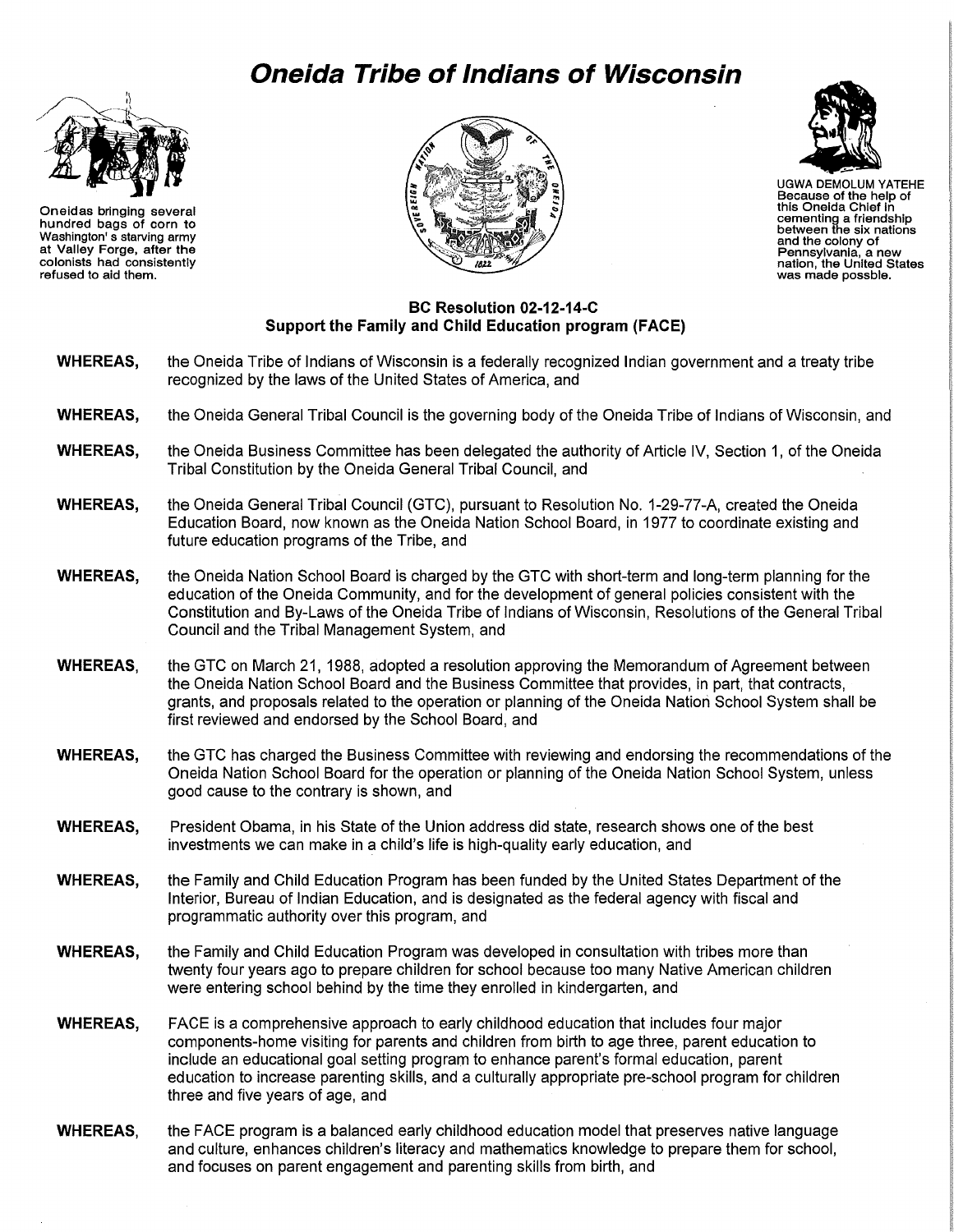# *Oneida Tribe of Indians of Wisconsin*

Oneidas bringing several hundred bags of corn to Washington' s starving army at Valley Forge, after the colonists had consistently refused to aid them.

UGWA DEMOLUM YATEHE Because of the help of this Oneida Chief in cementing a friendship between the six nations and the colony of Pennsylvania, a new nation, the United States was made possble.

**BC Resolution 02-12-14-C**
**Support the Family and Child Education program (FACE)**

**WHEREAS,** the Oneida Tribe of Indians of Wisconsin is a federally recognized Indian government and a treaty tribe recognized by the laws of the United States of America, and

**WHEREAS,** the Oneida General Tribal Council is the governing body of the Oneida Tribe of Indians of Wisconsin, and

**WHEREAS,** the Oneida Business Committee has been delegated the authority of Article IV, Section 1, of the Oneida Tribal Constitution by the Oneida General Tribal Council, and

**WHEREAS,** the Oneida General Tribal Council (GTC), pursuant to Resolution No. 1-29-77-A, created the Oneida Education Board, now known as the Oneida Nation School Board, in 1977 to coordinate existing and future education programs of the Tribe, and

**WHEREAS,** the Oneida Nation School Board is charged by the GTC with short-term and long-term planning for the education of the Oneida Community, and for the development of general policies consistent with the Constitution and By-Laws of the Oneida Tribe of Indians of Wisconsin, Resolutions of the General Tribal Council and the Tribal Management System, and

**WHEREAS,** the GTC on March 21, 1988, adopted a resolution approving the Memorandum of Agreement between the Oneida Nation School Board and the Business Committee that provides, in part, that contracts, grants, and proposals related to the operation or planning of the Oneida Nation School System shall be first reviewed and endorsed by the School Board, and

**WHEREAS,** the GTC has charged the Business Committee with reviewing and endorsing the recommendations of the Oneida Nation School Board for the operation or planning of the Oneida Nation School System, unless good cause to the contrary is shown, and

**WHEREAS,** President Obama, in his State of the Union address did state, research shows one of the best investments we can make in a child's life is high-quality early education, and

**WHEREAS,** the Family and Child Education Program has been funded by the United States Department of the Interior, Bureau of Indian Education, and is designated as the federal agency with fiscal and programmatic authority over this program, and

**WHEREAS,** the Family and Child Education Program was developed in consultation with tribes more than twenty four years ago to prepare children for school because too many Native American children were entering school behind by the time they enrolled in kindergarten, and

**WHEREAS,** FACE is a comprehensive approach to early childhood education that includes four major components-home visiting for parents and children from birth to age three, parent education to include an educational goal setting program to enhance parent's formal education, parent education to increase parenting skills, and a culturally appropriate pre-school program for children three and five years of age, and

**WHEREAS,** the FACE program is a balanced early childhood education model that preserves native language and culture, enhances children's literacy and mathematics knowledge to prepare them for school, and focuses on parent engagement and parenting skills from birth, and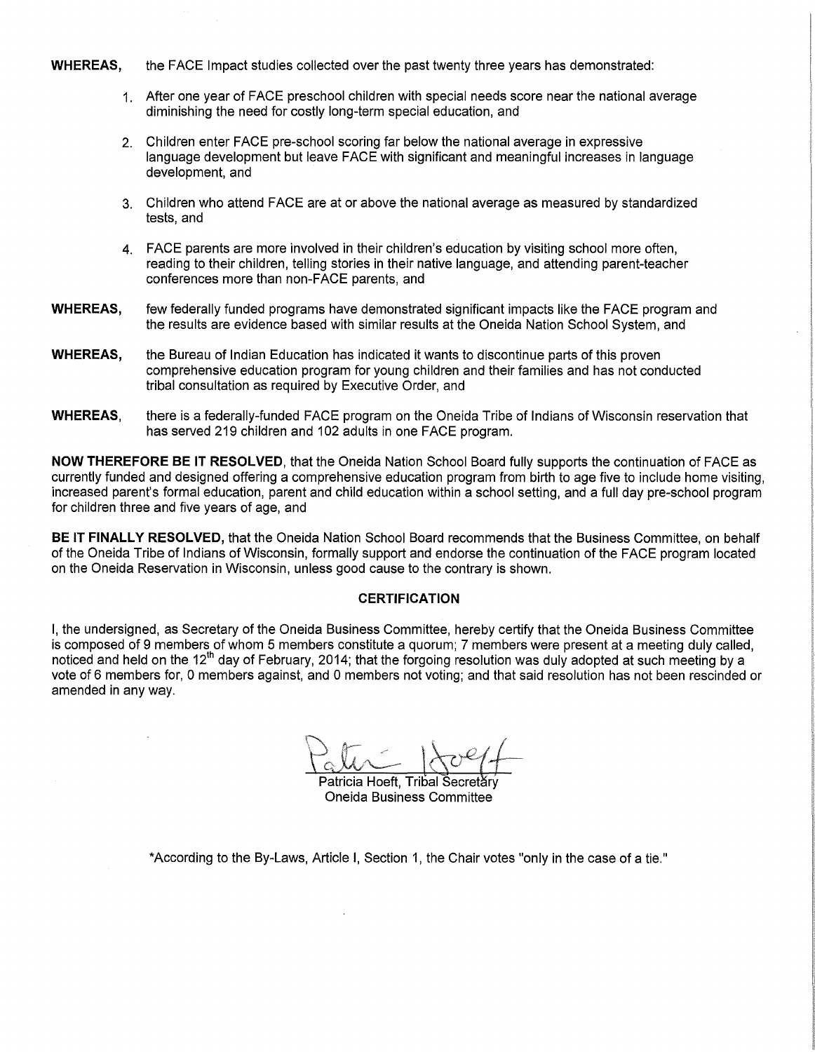**WHEREAS,** the FACE Impact studies collected over the past twenty three years has demonstrated:

1. After one year of FACE preschool children with special needs score near the national average diminishing the need for costly long-term special education, and
2. Children enter FACE pre-school scoring far below the national average in expressive language development but leave FACE with significant and meaningful increases in language development, and
3. Children who attend FACE are at or above the national average as measured by standardized tests, and
4. FACE parents are more involved in their children's education by visiting school more often, reading to their children, telling stories in their native language, and attending parent-teacher conferences more than non-FACE parents, and

**WHEREAS,** few federally funded programs have demonstrated significant impacts like the FACE program and the results are evidence based with similar results at the Oneida Nation School System, and

**WHEREAS,** the Bureau of Indian Education has indicated it wants to discontinue parts of this proven comprehensive education program for young children and their families and has not conducted tribal consultation as required by Executive Order, and

**WHEREAS,** there is a federally-funded FACE program on the Oneida Tribe of Indians of Wisconsin reservation that has served 219 children and 102 adults in one FACE program.

**NOW THEREFORE BE IT RESOLVED**, that the Oneida Nation School Board fully supports the continuation of FACE as currently funded and designed offering a comprehensive education program from birth to age five to include home visiting, increased parent's formal education, parent and child education within a school setting, and a full day pre-school program for children three and five years of age, and

**BE IT FINALLY RESOLVED,** that the Oneida Nation School Board recommends that the Business Committee, on behalf of the Oneida Tribe of Indians of Wisconsin, formally support and endorse the continuation of the FACE program located on the Oneida Reservation in Wisconsin, unless good cause to the contrary is shown.

## CERTIFICATION

I, the undersigned, as Secretary of the Oneida Business Committee, hereby certify that the Oneida Business Committee is composed of 9 members of whom 5 members constitute a quorum; 7 members were present at a meeting duly called, noticed and held on the 12th day of February, 2014; that the forgoing resolution was duly adopted at such meeting by a vote of 6 members for, 0 members against, and 0 members not voting; and that said resolution has not been rescinded or amended in any way.

Patricia Hoeft, Tribal Secretary
Oneida Business Committee

*According to the By-Laws, Article I, Section 1, the Chair votes "only in the case of a tie."